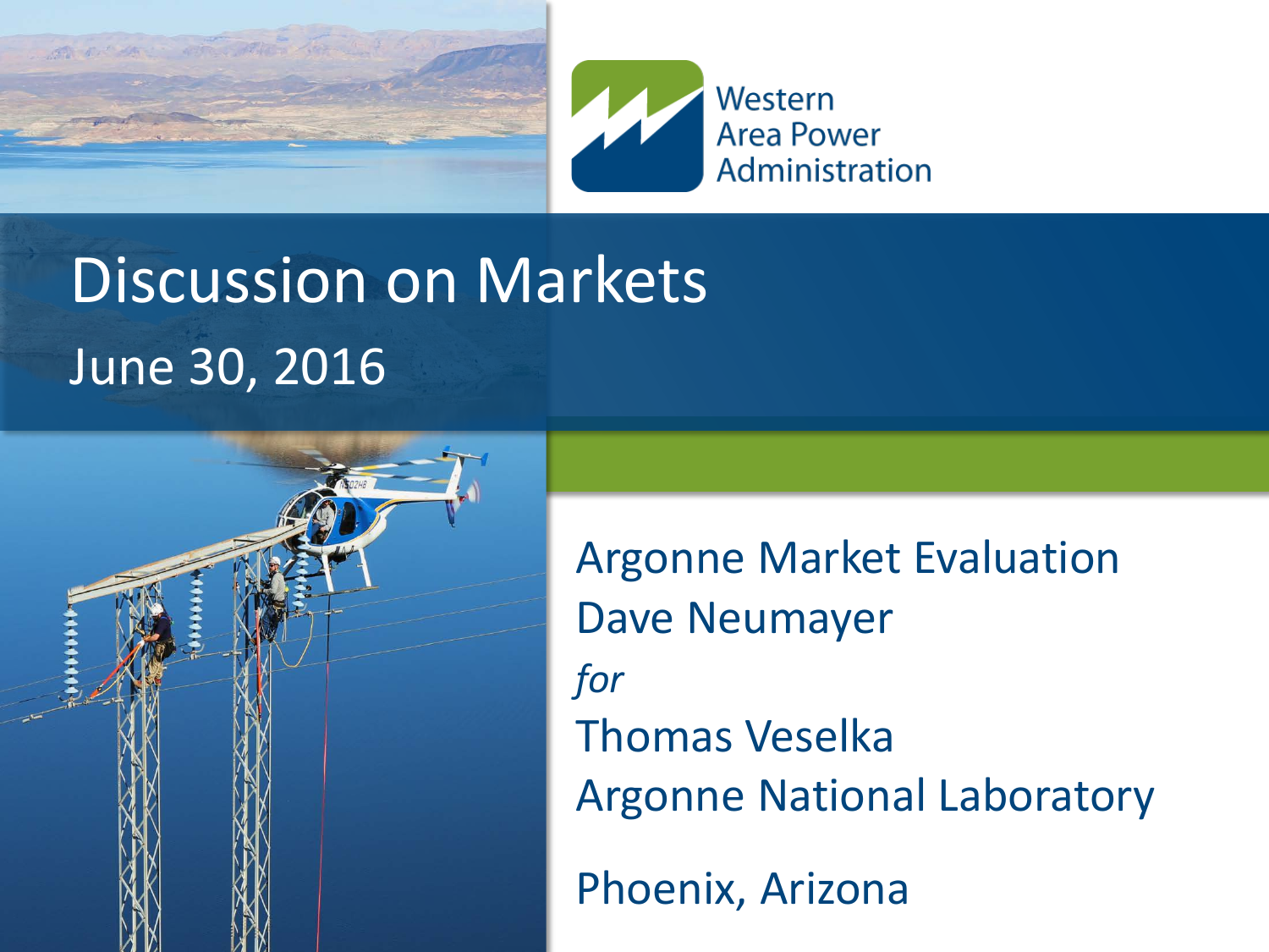Western Area Power Administration

# Discussion on Markets

June 30, 2016

Argonne Market Evaluation

Dave Neumayer

*for*

Thomas Veselka

Argonne National Laboratory

Phoenix, Arizona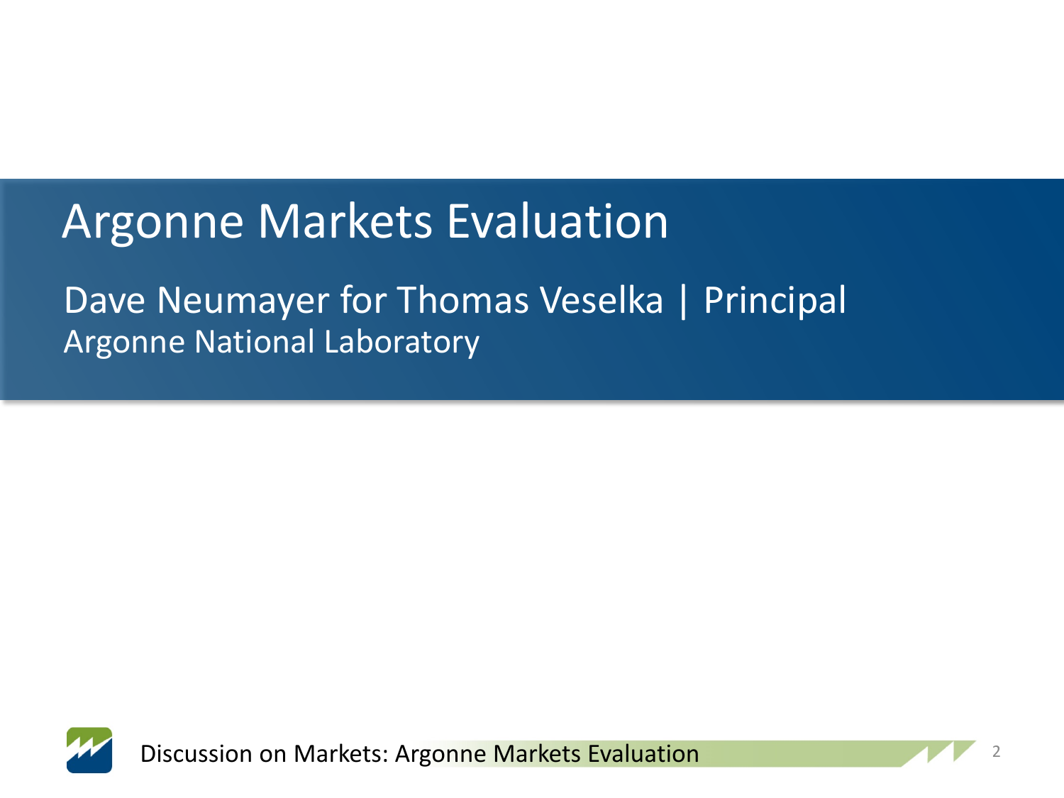# Argonne Markets Evaluation

Dave Neumayer for Thomas Veselka | Principal

Argonne National Laboratory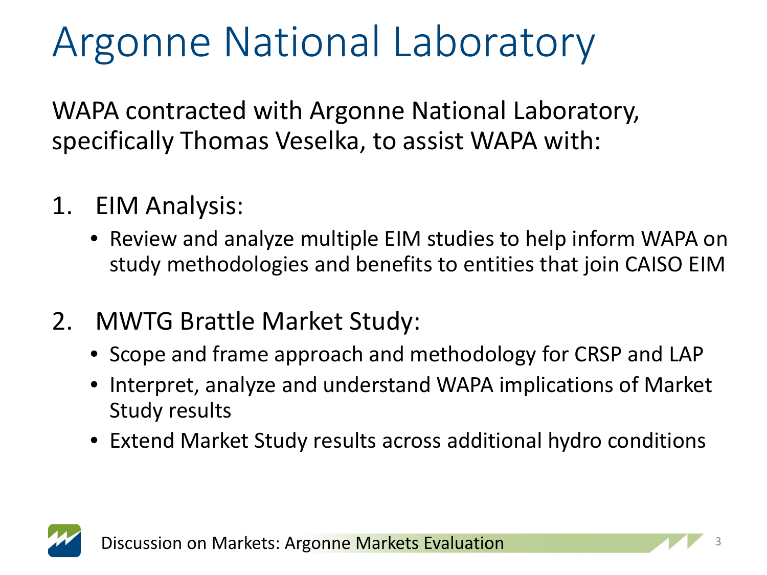# Argonne National Laboratory

WAPA contracted with Argonne National Laboratory, specifically Thomas Veselka, to assist WAPA with:

1. EIM Analysis:
   - Review and analyze multiple EIM studies to help inform WAPA on study methodologies and benefits to entities that join CAISO EIM
2. MWTG Brattle Market Study:
   - Scope and frame approach and methodology for CRSP and LAP
   - Interpret, analyze and understand WAPA implications of Market Study results
   - Extend Market Study results across additional hydro conditions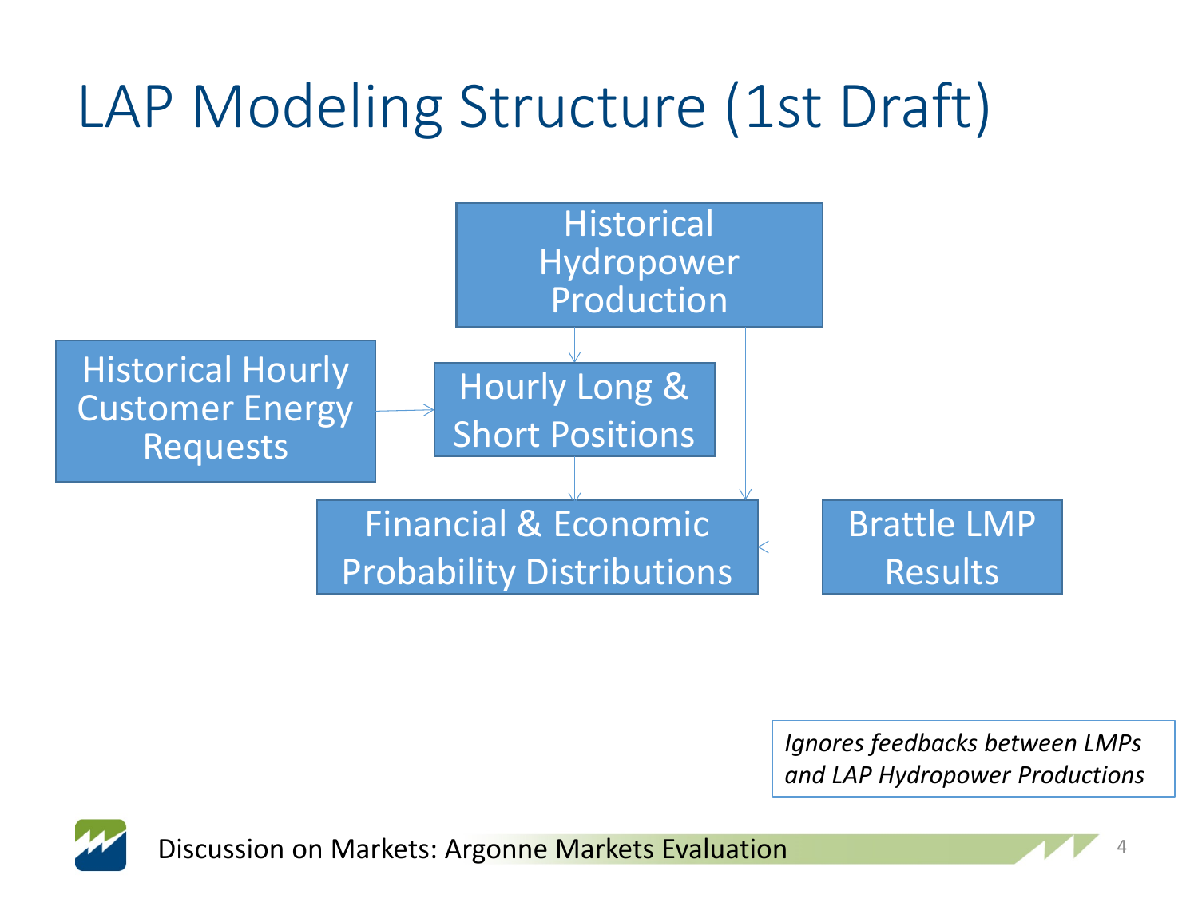# LAP Modeling Structure (1st Draft)

Historical Hydropower Production

Historical Hourly Customer Energy Requests

Hourly Long & Short Positions

Financial & Economic Probability Distributions

Brattle LMP Results

*Ignores feedbacks between LMPs and LAP Hydropower Productions*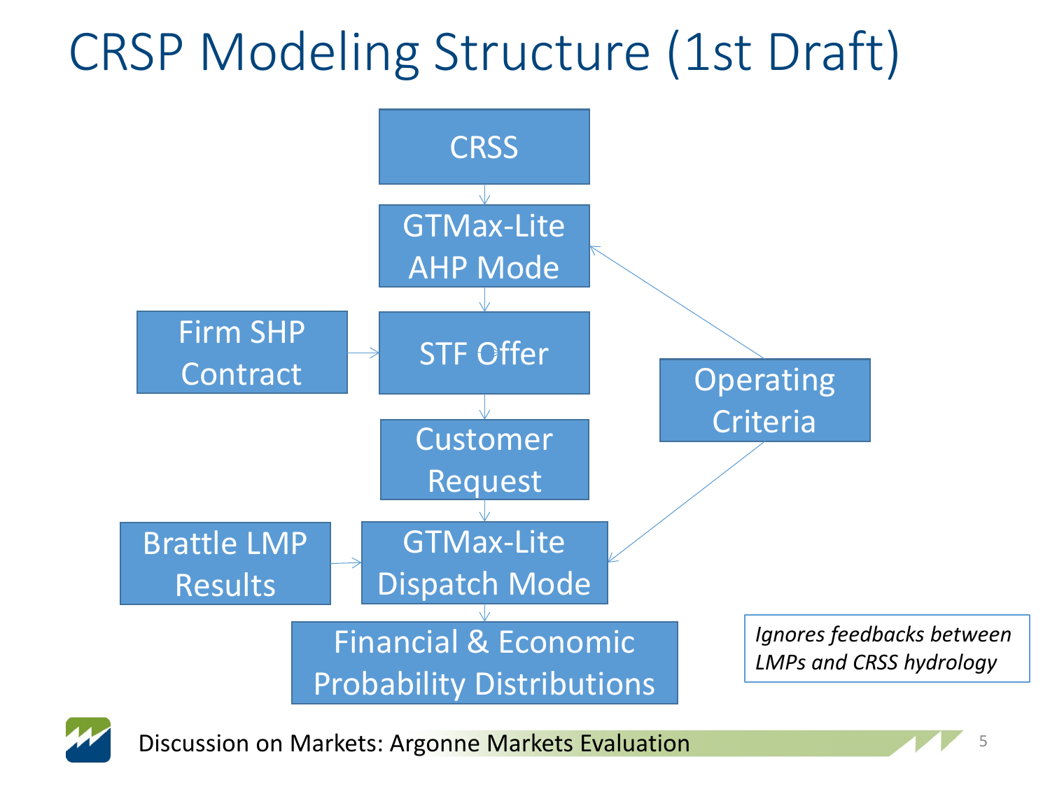# CRSP Modeling Structure (1st Draft)

CRSS

GTMax-Lite AHP Mode

Firm SHP Contract

STF Offer

Operating Criteria

Customer Request

Brattle LMP Results

GTMax-Lite Dispatch Mode

Financial & Economic Probability Distributions

*Ignores feedbacks between LMPs and CRSS hydrology*